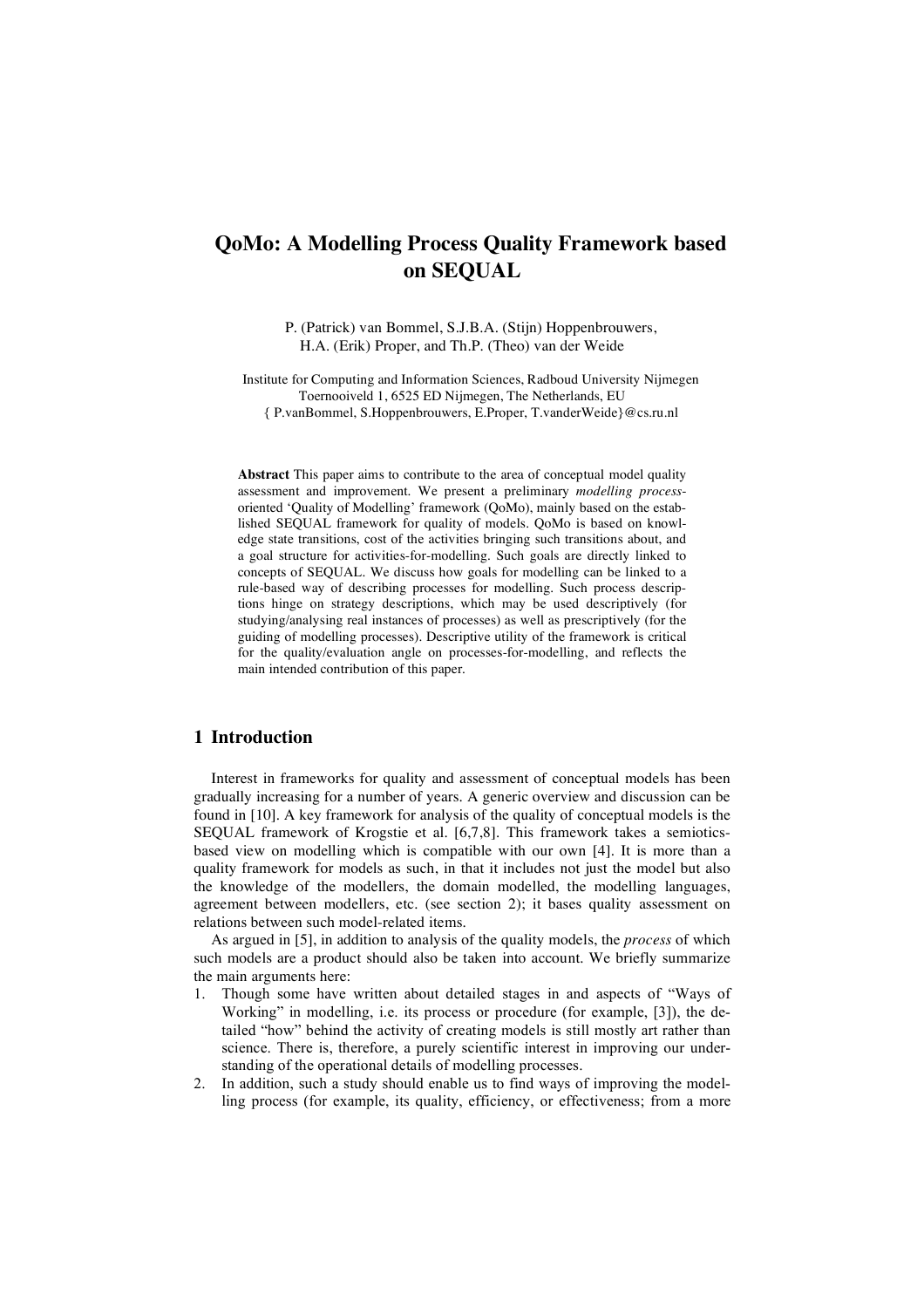# QoMo: A Modelling Process Quality Framework based on SEQUAL

P. (Patrick) van Bommel, S.J.B.A. (Stijn) Hoppenbrouwers, H.A. (Erik) Proper, and Th.P. (Theo) van der Weide

Institute for Computing and Information Sciences, Radboud University Nijmegen
Toernooiveld 1, 6525 ED Nijmegen, The Netherlands, EU
{ P.vanBommel, S.Hoppenbrouwers, E.Proper, T.vanderWeide}@cs.ru.nl

**Abstract** This paper aims to contribute to the area of conceptual model quality assessment and improvement. We present a preliminary *modelling process*-oriented 'Quality of Modelling' framework (QoMo), mainly based on the established SEQUAL framework for quality of models. QoMo is based on knowledge state transitions, cost of the activities bringing such transitions about, and a goal structure for activities-for-modelling. Such goals are directly linked to concepts of SEQUAL. We discuss how goals for modelling can be linked to a rule-based way of describing processes for modelling. Such process descriptions hinge on strategy descriptions, which may be used descriptively (for studying/analysing real instances of processes) as well as prescriptively (for the guiding of modelling processes). Descriptive utility of the framework is critical for the quality/evaluation angle on processes-for-modelling, and reflects the main intended contribution of this paper.

## 1 Introduction

Interest in frameworks for quality and assessment of conceptual models has been gradually increasing for a number of years. A generic overview and discussion can be found in [10]. A key framework for analysis of the quality of conceptual models is the SEQUAL framework of Krogstie et al. [6,7,8]. This framework takes a semiotics-based view on modelling which is compatible with our own [4]. It is more than a quality framework for models as such, in that it includes not just the model but also the knowledge of the modellers, the domain modelled, the modelling languages, agreement between modellers, etc. (see section 2); it bases quality assessment on relations between such model-related items.

As argued in [5], in addition to analysis of the quality models, the *process* of which such models are a product should also be taken into account. We briefly summarize the main arguments here:

1. Though some have written about detailed stages in and aspects of "Ways of Working" in modelling, i.e. its process or procedure (for example, [3]), the detailed "how" behind the activity of creating models is still mostly art rather than science. There is, therefore, a purely scientific interest in improving our understanding of the operational details of modelling processes.
2. In addition, such a study should enable us to find ways of improving the modelling process (for example, its quality, efficiency, or effectiveness; from a more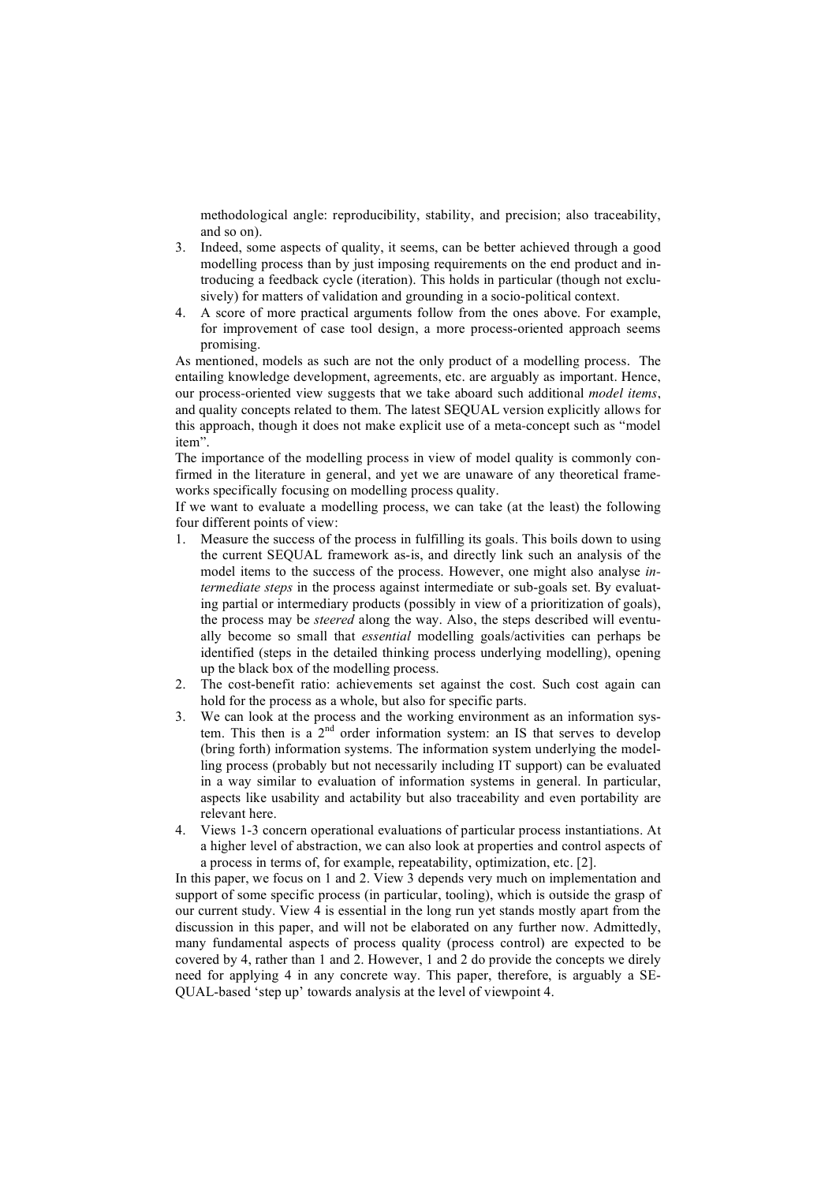methodological angle: reproducibility, stability, and precision; also traceability, and so on).

3. Indeed, some aspects of quality, it seems, can be better achieved through a good modelling process than by just imposing requirements on the end product and introducing a feedback cycle (iteration). This holds in particular (though not exclusively) for matters of validation and grounding in a socio-political context.
4. A score of more practical arguments follow from the ones above. For example, for improvement of case tool design, a more process-oriented approach seems promising.

As mentioned, models as such are not the only product of a modelling process. The entailing knowledge development, agreements, etc. are arguably as important. Hence, our process-oriented view suggests that we take aboard such additional *model items*, and quality concepts related to them. The latest SEQUAL version explicitly allows for this approach, though it does not make explicit use of a meta-concept such as "model item".

The importance of the modelling process in view of model quality is commonly confirmed in the literature in general, and yet we are unaware of any theoretical frameworks specifically focusing on modelling process quality.

If we want to evaluate a modelling process, we can take (at the least) the following four different points of view:

1. Measure the success of the process in fulfilling its goals. This boils down to using the current SEQUAL framework as-is, and directly link such an analysis of the model items to the success of the process. However, one might also analyse *intermediate steps* in the process against intermediate or sub-goals set. By evaluating partial or intermediary products (possibly in view of a prioritization of goals), the process may be *steered* along the way. Also, the steps described will eventually become so small that *essential* modelling goals/activities can perhaps be identified (steps in the detailed thinking process underlying modelling), opening up the black box of the modelling process.
2. The cost-benefit ratio: achievements set against the cost. Such cost again can hold for the process as a whole, but also for specific parts.
3. We can look at the process and the working environment as an information system. This then is a 2nd order information system: an IS that serves to develop (bring forth) information systems. The information system underlying the modelling process (probably but not necessarily including IT support) can be evaluated in a way similar to evaluation of information systems in general. In particular, aspects like usability and actability but also traceability and even portability are relevant here.
4. Views 1-3 concern operational evaluations of particular process instantiations. At a higher level of abstraction, we can also look at properties and control aspects of a process in terms of, for example, repeatability, optimization, etc. [2].

In this paper, we focus on 1 and 2. View 3 depends very much on implementation and support of some specific process (in particular, tooling), which is outside the grasp of our current study. View 4 is essential in the long run yet stands mostly apart from the discussion in this paper, and will not be elaborated on any further now. Admittedly, many fundamental aspects of process quality (process control) are expected to be covered by 4, rather than 1 and 2. However, 1 and 2 do provide the concepts we direly need for applying 4 in any concrete way. This paper, therefore, is arguably a SEQUAL-based 'step up' towards analysis at the level of viewpoint 4.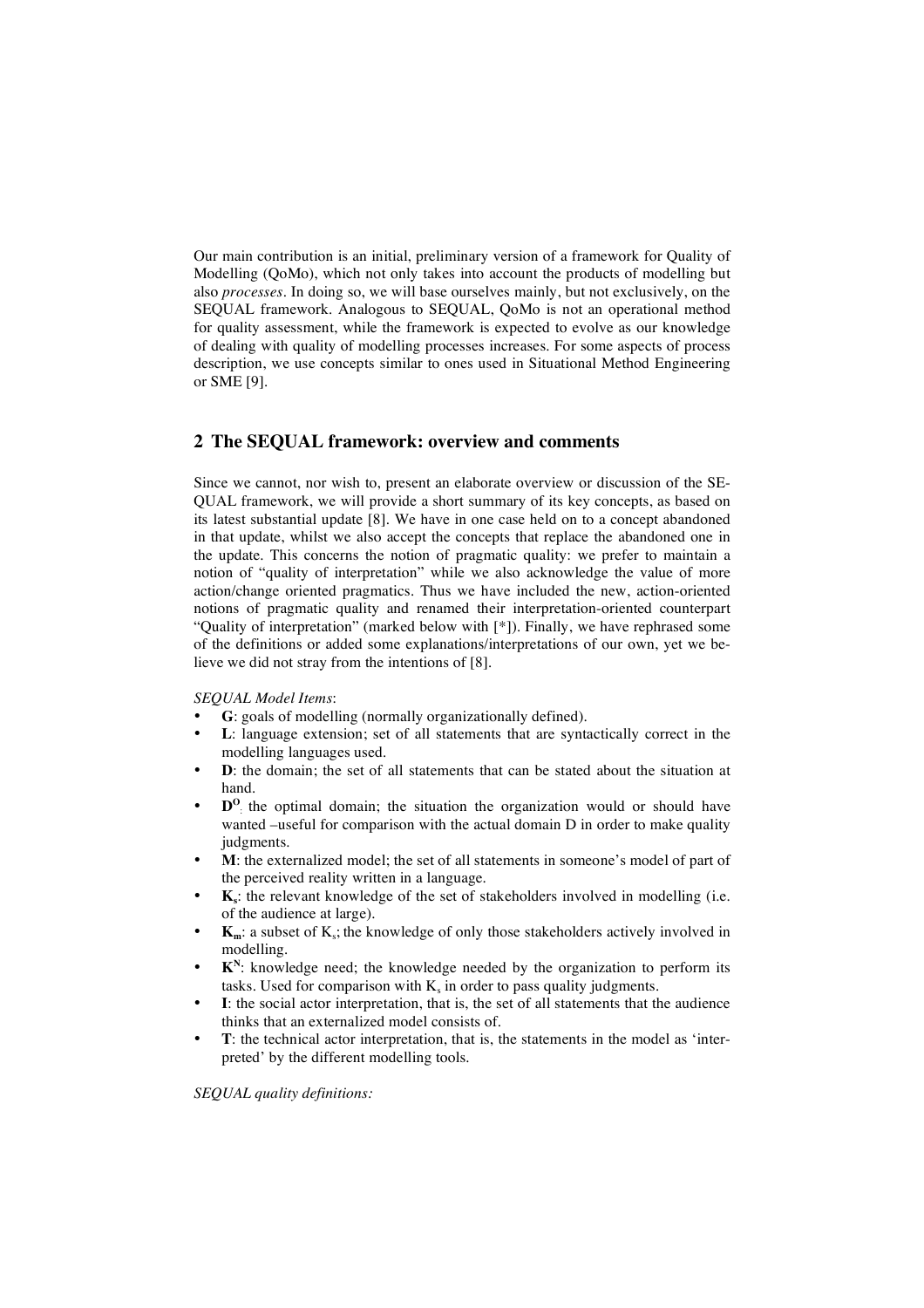Our main contribution is an initial, preliminary version of a framework for Quality of Modelling (QoMo), which not only takes into account the products of modelling but also *processes*. In doing so, we will base ourselves mainly, but not exclusively, on the SEQUAL framework. Analogous to SEQUAL, QoMo is not an operational method for quality assessment, while the framework is expected to evolve as our knowledge of dealing with quality of modelling processes increases. For some aspects of process description, we use concepts similar to ones used in Situational Method Engineering or SME [9].

## 2 The SEQUAL framework: overview and comments

Since we cannot, nor wish to, present an elaborate overview or discussion of the SEQUAL framework, we will provide a short summary of its key concepts, as based on its latest substantial update [8]. We have in one case held on to a concept abandoned in that update, whilst we also accept the concepts that replace the abandoned one in the update. This concerns the notion of pragmatic quality: we prefer to maintain a notion of "quality of interpretation" while we also acknowledge the value of more action/change oriented pragmatics. Thus we have included the new, action-oriented notions of pragmatic quality and renamed their interpretation-oriented counterpart "Quality of interpretation" (marked below with [*]). Finally, we have rephrased some of the definitions or added some explanations/interpretations of our own, yet we believe we did not stray from the intentions of [8].

*SEQUAL Model Items*:

- **G**: goals of modelling (normally organizationally defined).
- **L**: language extension; set of all statements that are syntactically correct in the modelling languages used.
- **D**: the domain; the set of all statements that can be stated about the situation at hand.
- $\mathbf{D^O}$: the optimal domain; the situation the organization would or should have wanted –useful for comparison with the actual domain D in order to make quality judgments.
- **M**: the externalized model; the set of all statements in someone's model of part of the perceived reality written in a language.
- $\mathbf{K_s}$: the relevant knowledge of the set of stakeholders involved in modelling (i.e. of the audience at large).
- $\mathbf{K_m}$: a subset of $K_s$; the knowledge of only those stakeholders actively involved in modelling.
- $\mathbf{K^N}$: knowledge need; the knowledge needed by the organization to perform its tasks. Used for comparison with $K_s$ in order to pass quality judgments.
- **I**: the social actor interpretation, that is, the set of all statements that the audience thinks that an externalized model consists of.
- **T**: the technical actor interpretation, that is, the statements in the model as 'interpreted' by the different modelling tools.

*SEQUAL quality definitions:*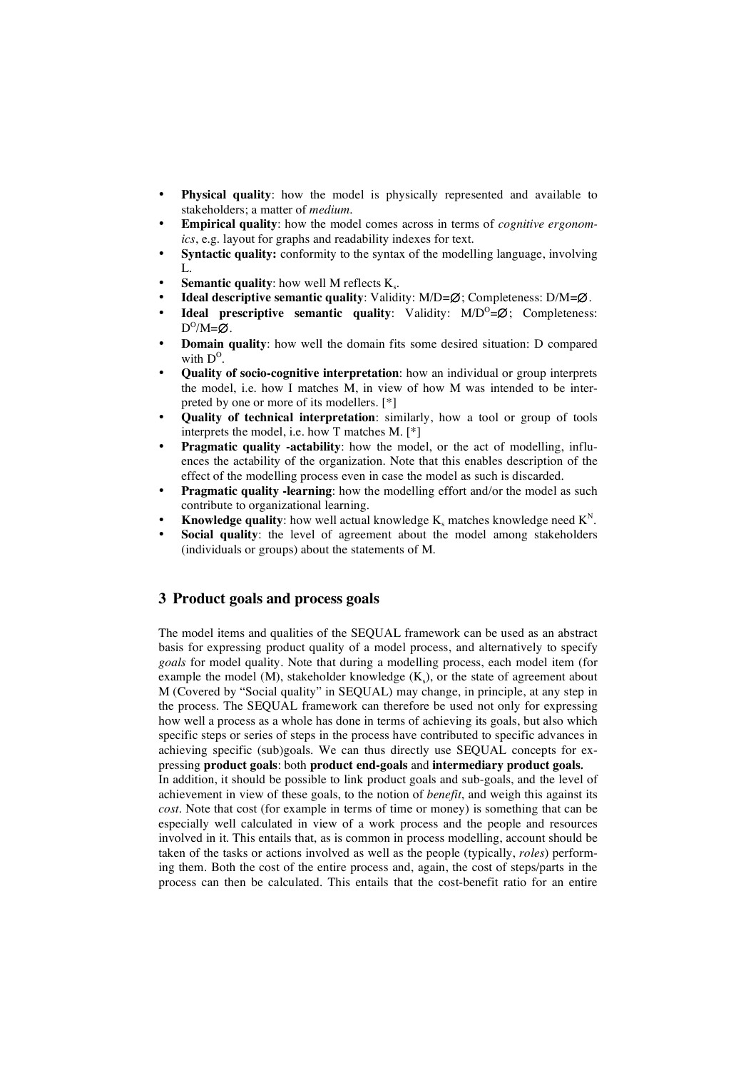- **Physical quality**: how the model is physically represented and available to stakeholders; a matter of *medium*.
- **Empirical quality**: how the model comes across in terms of *cognitive ergonomics*, e.g. layout for graphs and readability indexes for text.
- **Syntactic quality:** conformity to the syntax of the modelling language, involving L.
- **Semantic quality**: how well M reflects $K_s$.
- **Ideal descriptive semantic quality**: Validity: $M/D=\varnothing$; Completeness: $D/M=\varnothing$.
- **Ideal prescriptive semantic quality**: Validity: $M/D^O=\varnothing$; Completeness: $D^O/M=\varnothing$.
- **Domain quality**: how well the domain fits some desired situation: D compared with $D^O$.
- **Quality of socio-cognitive interpretation**: how an individual or group interprets the model, i.e. how I matches M, in view of how M was intended to be interpreted by one or more of its modellers. [*]
- **Quality of technical interpretation**: similarly, how a tool or group of tools interprets the model, i.e. how T matches M. [*]
- **Pragmatic quality -actability**: how the model, or the act of modelling, influences the actability of the organization. Note that this enables description of the effect of the modelling process even in case the model as such is discarded.
- **Pragmatic quality -learning**: how the modelling effort and/or the model as such contribute to organizational learning.
- **Knowledge quality**: how well actual knowledge $K_s$ matches knowledge need $K^N$.
- **Social quality**: the level of agreement about the model among stakeholders (individuals or groups) about the statements of M.

## 3 Product goals and process goals

The model items and qualities of the SEQUAL framework can be used as an abstract basis for expressing product quality of a model process, and alternatively to specify *goals* for model quality. Note that during a modelling process, each model item (for example the model (M), stakeholder knowledge ($K_s$), or the state of agreement about M (Covered by "Social quality" in SEQUAL) may change, in principle, at any step in the process. The SEQUAL framework can therefore be used not only for expressing how well a process as a whole has done in terms of achieving its goals, but also which specific steps or series of steps in the process have contributed to specific advances in achieving specific (sub)goals. We can thus directly use SEQUAL concepts for expressing **product goals**: both **product end-goals** and **intermediary product goals.**
In addition, it should be possible to link product goals and sub-goals, and the level of achievement in view of these goals, to the notion of *benefit*, and weigh this against its *cost*. Note that cost (for example in terms of time or money) is something that can be especially well calculated in view of a work process and the people and resources involved in it. This entails that, as is common in process modelling, account should be taken of the tasks or actions involved as well as the people (typically, *roles*) performing them. Both the cost of the entire process and, again, the cost of steps/parts in the process can then be calculated. This entails that the cost-benefit ratio for an entire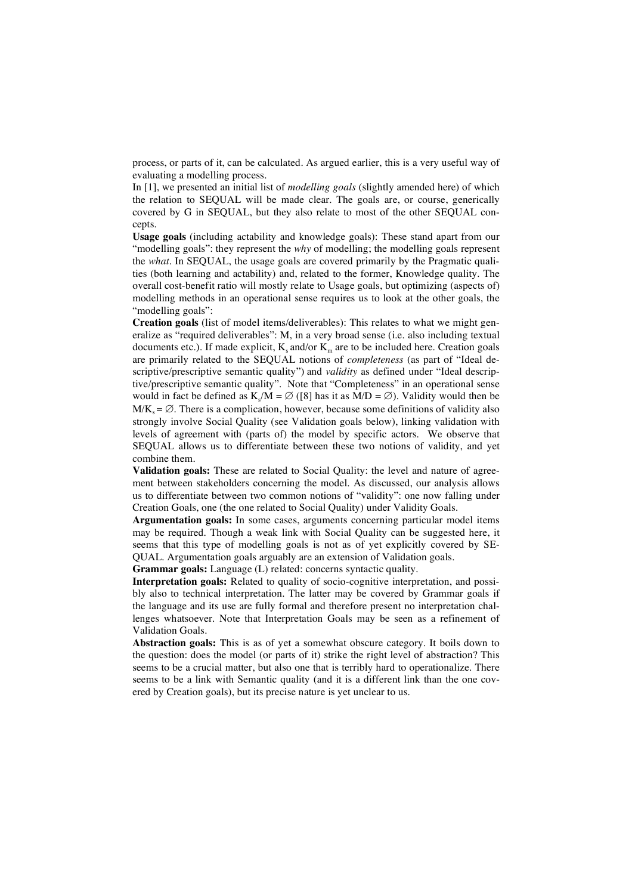process, or parts of it, can be calculated. As argued earlier, this is a very useful way of evaluating a modelling process.

In [1], we presented an initial list of *modelling goals* (slightly amended here) of which the relation to SEQUAL will be made clear. The goals are, or course, generically covered by G in SEQUAL, but they also relate to most of the other SEQUAL concepts.

**Usage goals** (including actability and knowledge goals): These stand apart from our "modelling goals": they represent the *why* of modelling; the modelling goals represent the *what*. In SEQUAL, the usage goals are covered primarily by the Pragmatic qualities (both learning and actability) and, related to the former, Knowledge quality. The overall cost-benefit ratio will mostly relate to Usage goals, but optimizing (aspects of) modelling methods in an operational sense requires us to look at the other goals, the "modelling goals":

**Creation goals** (list of model items/deliverables): This relates to what we might generalize as "required deliverables": M, in a very broad sense (i.e. also including textual documents etc.). If made explicit, $K_s$ and/or $K_m$ are to be included here. Creation goals are primarily related to the SEQUAL notions of *completeness* (as part of "Ideal descriptive/prescriptive semantic quality") and *validity* as defined under "Ideal descriptive/prescriptive semantic quality". Note that "Completeness" in an operational sense would in fact be defined as $K_s/M = \varnothing$ ([8] has it as $M/D = \varnothing$). Validity would then be $M/K_s = \varnothing$. There is a complication, however, because some definitions of validity also strongly involve Social Quality (see Validation goals below), linking validation with levels of agreement with (parts of) the model by specific actors. We observe that SEQUAL allows us to differentiate between these two notions of validity, and yet combine them.

**Validation goals:** These are related to Social Quality: the level and nature of agreement between stakeholders concerning the model. As discussed, our analysis allows us to differentiate between two common notions of "validity": one now falling under Creation Goals, one (the one related to Social Quality) under Validity Goals.

**Argumentation goals:** In some cases, arguments concerning particular model items may be required. Though a weak link with Social Quality can be suggested here, it seems that this type of modelling goals is not as of yet explicitly covered by SEQUAL. Argumentation goals arguably are an extension of Validation goals.

**Grammar goals:** Language (L) related: concerns syntactic quality.

**Interpretation goals:** Related to quality of socio-cognitive interpretation, and possibly also to technical interpretation. The latter may be covered by Grammar goals if the language and its use are fully formal and therefore present no interpretation challenges whatsoever. Note that Interpretation Goals may be seen as a refinement of Validation Goals.

**Abstraction goals:** This is as of yet a somewhat obscure category. It boils down to the question: does the model (or parts of it) strike the right level of abstraction? This seems to be a crucial matter, but also one that is terribly hard to operationalize. There seems to be a link with Semantic quality (and it is a different link than the one covered by Creation goals), but its precise nature is yet unclear to us.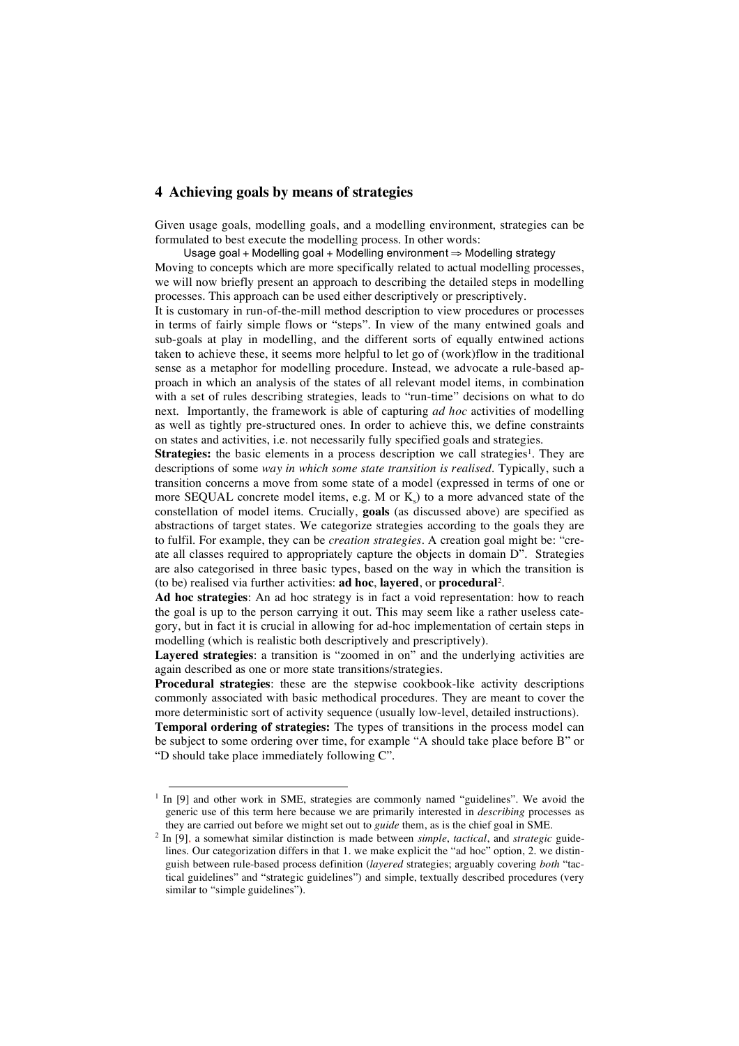## 4 Achieving goals by means of strategies

Given usage goals, modelling goals, and a modelling environment, strategies can be formulated to best execute the modelling process. In other words:

Usage goal + Modelling goal + Modelling environment ⇒ Modelling strategy

Moving to concepts which are more specifically related to actual modelling processes, we will now briefly present an approach to describing the detailed steps in modelling processes. This approach can be used either descriptively or prescriptively.

It is customary in run-of-the-mill method description to view procedures or processes in terms of fairly simple flows or "steps". In view of the many entwined goals and sub-goals at play in modelling, and the different sorts of equally entwined actions taken to achieve these, it seems more helpful to let go of (work)flow in the traditional sense as a metaphor for modelling procedure. Instead, we advocate a rule-based approach in which an analysis of the states of all relevant model items, in combination with a set of rules describing strategies, leads to "run-time" decisions on what to do next. Importantly, the framework is able of capturing *ad hoc* activities of modelling as well as tightly pre-structured ones. In order to achieve this, we define constraints on states and activities, i.e. not necessarily fully specified goals and strategies.

**Strategies:** the basic elements in a process description we call strategies[1]. They are descriptions of some *way in which some state transition is realised*. Typically, such a transition concerns a move from some state of a model (expressed in terms of one or more SEQUAL concrete model items, e.g. M or $K_s$) to a more advanced state of the constellation of model items. Crucially, **goals** (as discussed above) are specified as abstractions of target states. We categorize strategies according to the goals they are to fulfil. For example, they can be *creation strategies*. A creation goal might be: "create all classes required to appropriately capture the objects in domain D". Strategies are also categorised in three basic types, based on the way in which the transition is (to be) realised via further activities: **ad hoc**, **layered**, or **procedural**[2].

**Ad hoc strategies**: An ad hoc strategy is in fact a void representation: how to reach the goal is up to the person carrying it out. This may seem like a rather useless category, but in fact it is crucial in allowing for ad-hoc implementation of certain steps in modelling (which is realistic both descriptively and prescriptively).

**Layered strategies**: a transition is "zoomed in on" and the underlying activities are again described as one or more state transitions/strategies.

**Procedural strategies**: these are the stepwise cookbook-like activity descriptions commonly associated with basic methodical procedures. They are meant to cover the more deterministic sort of activity sequence (usually low-level, detailed instructions).

**Temporal ordering of strategies:** The types of transitions in the process model can be subject to some ordering over time, for example "A should take place before B" or "D should take place immediately following C".

---

[1] In [9] and other work in SME, strategies are commonly named "guidelines". We avoid the generic use of this term here because we are primarily interested in *describing* processes as they are carried out before we might set out to *guide* them, as is the chief goal in SME.

[2] In [9], a somewhat similar distinction is made between *simple*, *tactical*, and *strategic* guidelines. Our categorization differs in that 1. we make explicit the "ad hoc" option, 2. we distinguish between rule-based process definition (*layered* strategies; arguably covering *both* "tactical guidelines" and "strategic guidelines") and simple, textually described procedures (very similar to "simple guidelines").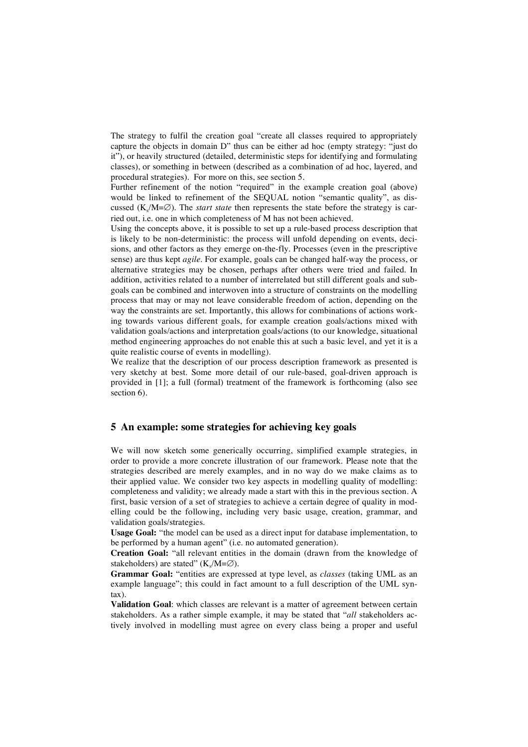The strategy to fulfil the creation goal "create all classes required to appropriately capture the objects in domain D" thus can be either ad hoc (empty strategy: "just do it"), or heavily structured (detailed, deterministic steps for identifying and formulating classes), or something in between (described as a combination of ad hoc, layered, and procedural strategies). For more on this, see section 5.

Further refinement of the notion "required" in the example creation goal (above) would be linked to refinement of the SEQUAL notion "semantic quality", as discussed ($K_s/M=\emptyset$). The *start state* then represents the state before the strategy is carried out, i.e. one in which completeness of M has not been achieved.

Using the concepts above, it is possible to set up a rule-based process description that is likely to be non-deterministic: the process will unfold depending on events, decisions, and other factors as they emerge on-the-fly. Processes (even in the prescriptive sense) are thus kept *agile*. For example, goals can be changed half-way the process, or alternative strategies may be chosen, perhaps after others were tried and failed. In addition, activities related to a number of interrelated but still different goals and subgoals can be combined and interwoven into a structure of constraints on the modelling process that may or may not leave considerable freedom of action, depending on the way the constraints are set. Importantly, this allows for combinations of actions working towards various different goals, for example creation goals/actions mixed with validation goals/actions and interpretation goals/actions (to our knowledge, situational method engineering approaches do not enable this at such a basic level, and yet it is a quite realistic course of events in modelling).

We realize that the description of our process description framework as presented is very sketchy at best. Some more detail of our rule-based, goal-driven approach is provided in [1]; a full (formal) treatment of the framework is forthcoming (also see section 6).

## 5 An example: some strategies for achieving key goals

We will now sketch some generically occurring, simplified example strategies, in order to provide a more concrete illustration of our framework. Please note that the strategies described are merely examples, and in no way do we make claims as to their applied value. We consider two key aspects in modelling quality of modelling: completeness and validity; we already made a start with this in the previous section. A first, basic version of a set of strategies to achieve a certain degree of quality in modelling could be the following, including very basic usage, creation, grammar, and validation goals/strategies.

**Usage Goal:** "the model can be used as a direct input for database implementation, to be performed by a human agent" (i.e. no automated generation).

**Creation Goal:** "all relevant entities in the domain (drawn from the knowledge of stakeholders) are stated" ($K_s/M=\emptyset$).

**Grammar Goal:** "entities are expressed at type level, as *classes* (taking UML as an example language"; this could in fact amount to a full description of the UML syntax).

**Validation Goal**: which classes are relevant is a matter of agreement between certain stakeholders. As a rather simple example, it may be stated that "*all* stakeholders actively involved in modelling must agree on every class being a proper and useful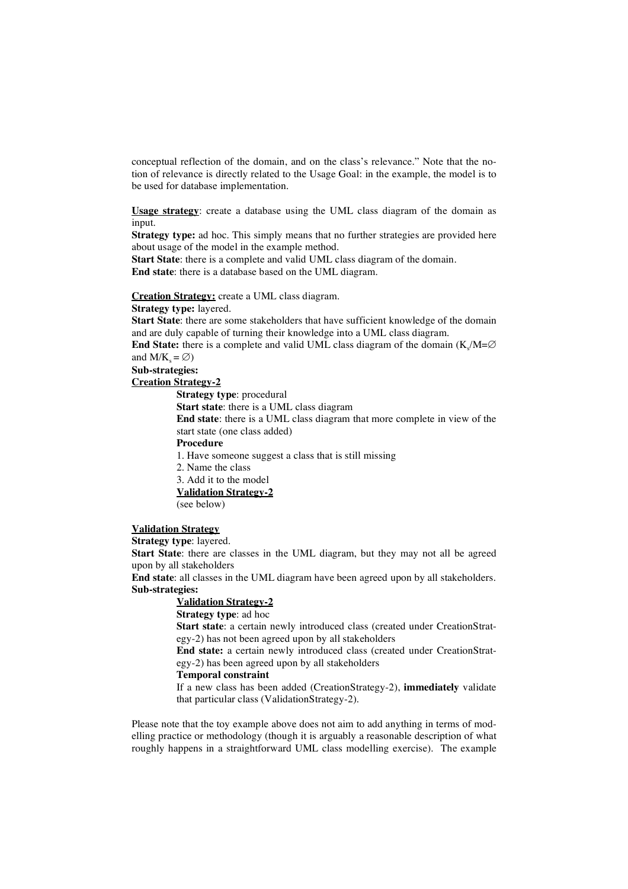conceptual reflection of the domain, and on the class's relevance." Note that the notion of relevance is directly related to the Usage Goal: in the example, the model is to be used for database implementation.

<u>**Usage strategy**</u>: create a database using the UML class diagram of the domain as input.
**Strategy type:** ad hoc. This simply means that no further strategies are provided here about usage of the model in the example method.
**Start State**: there is a complete and valid UML class diagram of the domain.
**End state**: there is a database based on the UML diagram.

<u>**Creation Strategy:**</u> create a UML class diagram.
**Strategy type:** layered.
**Start State**: there are some stakeholders that have sufficient knowledge of the domain and are duly capable of turning their knowledge into a UML class diagram.
**End State:** there is a complete and valid UML class diagram of the domain ($K_s/M=\emptyset$ and $M/K_s = \emptyset$)
**Sub-strategies:**
<u>**Creation Strategy-2**</u>

> **Strategy type**: procedural
> **Start state**: there is a UML class diagram
> **End state**: there is a UML class diagram that more complete in view of the start state (one class added)
> **Procedure**
> 1. Have someone suggest a class that is still missing
> 2. Name the class
> 3. Add it to the model
>
> <u>**Validation Strategy-2**</u>
> (see below)

<u>**Validation Strategy**</u>
**Strategy type**: layered.
**Start State**: there are classes in the UML diagram, but they may not all be agreed upon by all stakeholders
**End state**: all classes in the UML diagram have been agreed upon by all stakeholders.
**Sub-strategies:**

> <u>**Validation Strategy-2**</u>
> **Strategy type**: ad hoc
> **Start state**: a certain newly introduced class (created under CreationStrategy-2) has not been agreed upon by all stakeholders
> **End state:** a certain newly introduced class (created under CreationStrategy-2) has been agreed upon by all stakeholders
> **Temporal constraint**
> If a new class has been added (CreationStrategy-2), **immediately** validate that particular class (ValidationStrategy-2).

Please note that the toy example above does not aim to add anything in terms of modelling practice or methodology (though it is arguably a reasonable description of what roughly happens in a straightforward UML class modelling exercise). The example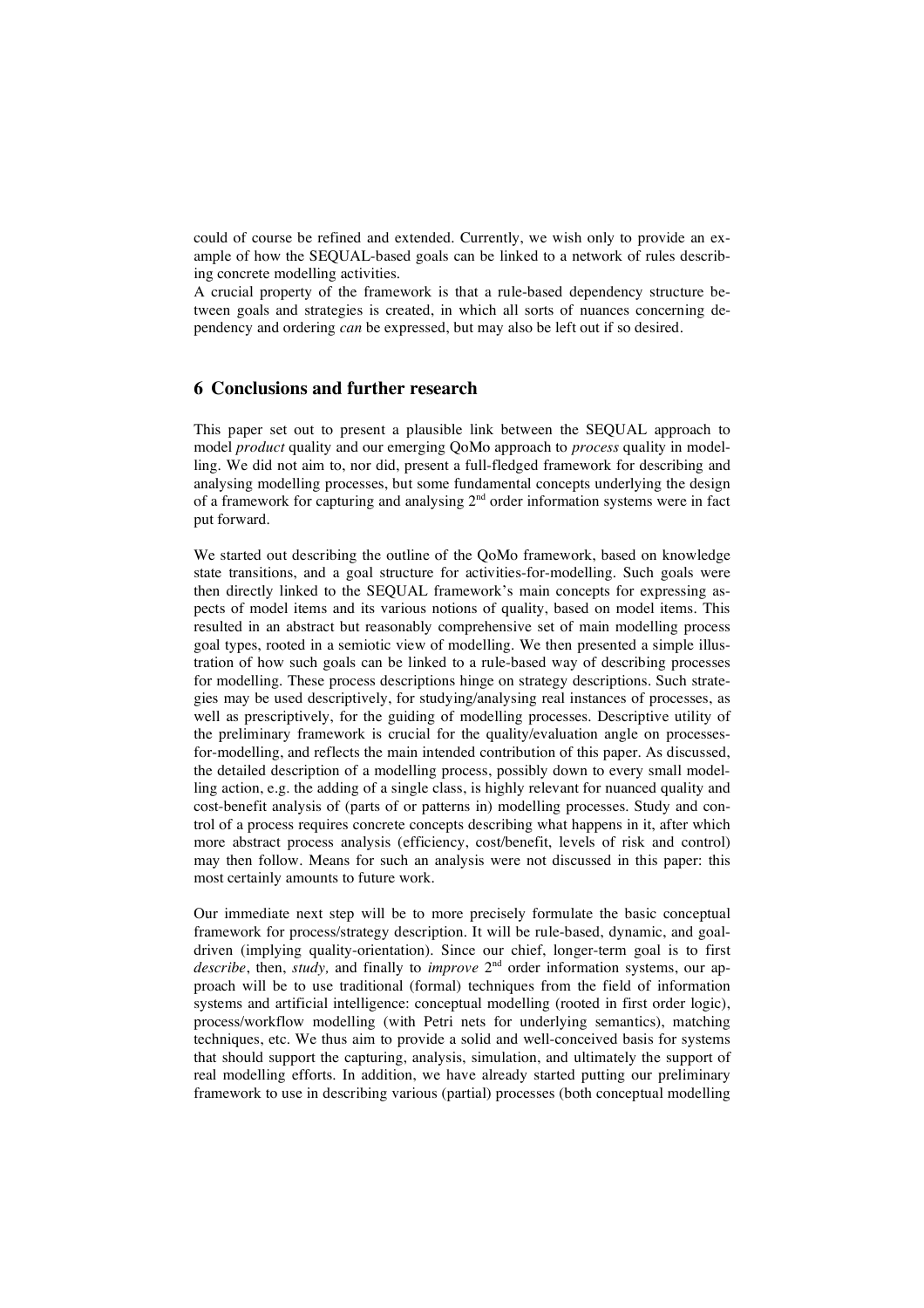could of course be refined and extended. Currently, we wish only to provide an example of how the SEQUAL-based goals can be linked to a network of rules describing concrete modelling activities.

A crucial property of the framework is that a rule-based dependency structure between goals and strategies is created, in which all sorts of nuances concerning dependency and ordering *can* be expressed, but may also be left out if so desired.

## 6 Conclusions and further research

This paper set out to present a plausible link between the SEQUAL approach to model *product* quality and our emerging QoMo approach to *process* quality in modelling. We did not aim to, nor did, present a full-fledged framework for describing and analysing modelling processes, but some fundamental concepts underlying the design of a framework for capturing and analysing 2nd order information systems were in fact put forward.

We started out describing the outline of the QoMo framework, based on knowledge state transitions, and a goal structure for activities-for-modelling. Such goals were then directly linked to the SEQUAL framework's main concepts for expressing aspects of model items and its various notions of quality, based on model items. This resulted in an abstract but reasonably comprehensive set of main modelling process goal types, rooted in a semiotic view of modelling. We then presented a simple illustration of how such goals can be linked to a rule-based way of describing processes for modelling. These process descriptions hinge on strategy descriptions. Such strategies may be used descriptively, for studying/analysing real instances of processes, as well as prescriptively, for the guiding of modelling processes. Descriptive utility of the preliminary framework is crucial for the quality/evaluation angle on processes-for-modelling, and reflects the main intended contribution of this paper. As discussed, the detailed description of a modelling process, possibly down to every small modelling action, e.g. the adding of a single class, is highly relevant for nuanced quality and cost-benefit analysis of (parts of or patterns in) modelling processes. Study and control of a process requires concrete concepts describing what happens in it, after which more abstract process analysis (efficiency, cost/benefit, levels of risk and control) may then follow. Means for such an analysis were not discussed in this paper: this most certainly amounts to future work.

Our immediate next step will be to more precisely formulate the basic conceptual framework for process/strategy description. It will be rule-based, dynamic, and goal-driven (implying quality-orientation). Since our chief, longer-term goal is to first *describe*, then, *study,* and finally to *improve* 2nd order information systems, our approach will be to use traditional (formal) techniques from the field of information systems and artificial intelligence: conceptual modelling (rooted in first order logic), process/workflow modelling (with Petri nets for underlying semantics), matching techniques, etc. We thus aim to provide a solid and well-conceived basis for systems that should support the capturing, analysis, simulation, and ultimately the support of real modelling efforts. In addition, we have already started putting our preliminary framework to use in describing various (partial) processes (both conceptual modelling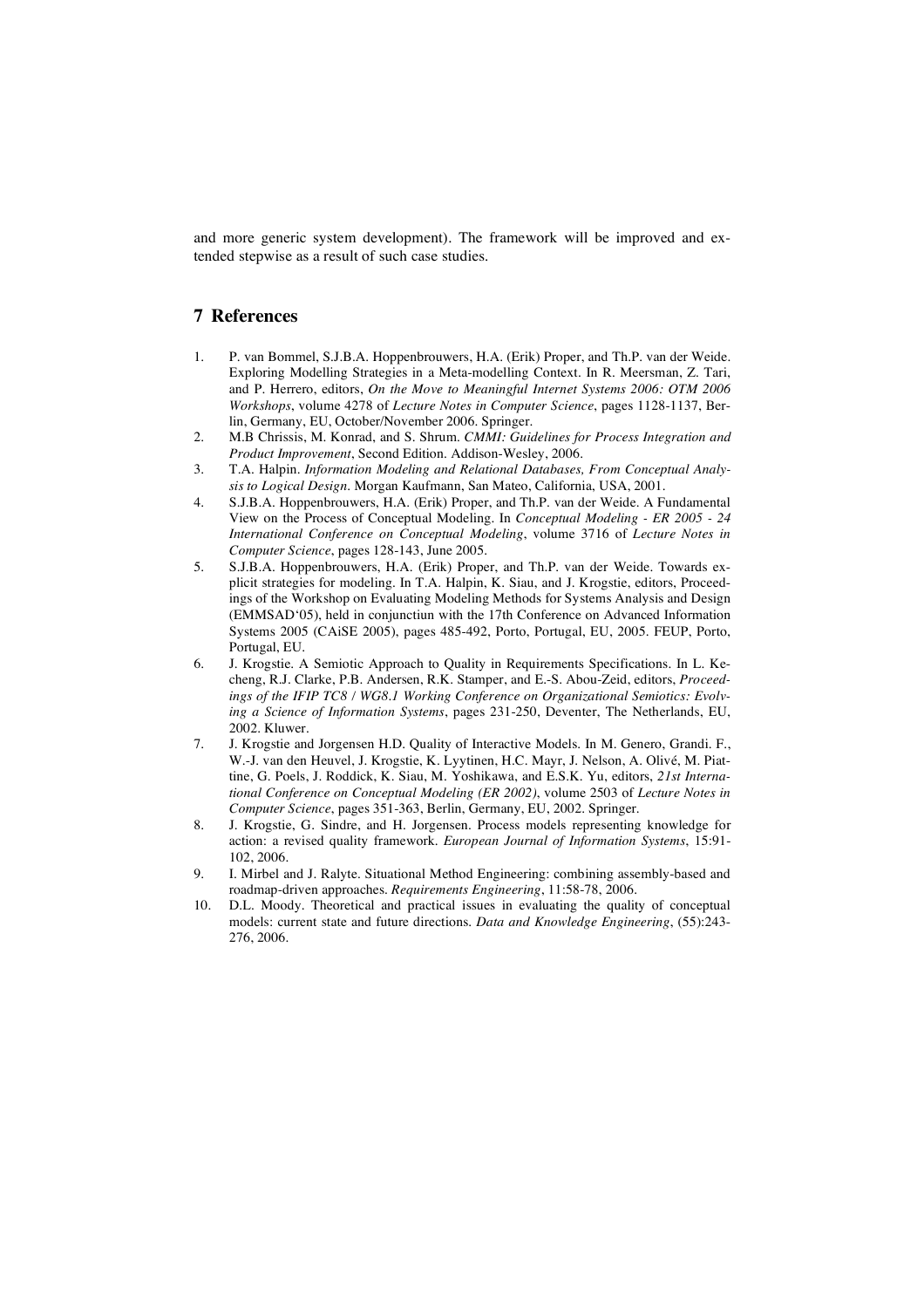and more generic system development). The framework will be improved and extended stepwise as a result of such case studies.

## 7 References

1. P. van Bommel, S.J.B.A. Hoppenbrouwers, H.A. (Erik) Proper, and Th.P. van der Weide. Exploring Modelling Strategies in a Meta-modelling Context. In R. Meersman, Z. Tari, and P. Herrero, editors, *On the Move to Meaningful Internet Systems 2006: OTM 2006 Workshops*, volume 4278 of *Lecture Notes in Computer Science*, pages 1128-1137, Berlin, Germany, EU, October/November 2006. Springer.
2. M.B Chrissis, M. Konrad, and S. Shrum. *CMMI: Guidelines for Process Integration and Product Improvement*, Second Edition. Addison-Wesley, 2006.
3. T.A. Halpin. *Information Modeling and Relational Databases, From Conceptual Analysis to Logical Design*. Morgan Kaufmann, San Mateo, California, USA, 2001.
4. S.J.B.A. Hoppenbrouwers, H.A. (Erik) Proper, and Th.P. van der Weide. A Fundamental View on the Process of Conceptual Modeling. In *Conceptual Modeling - ER 2005 - 24 International Conference on Conceptual Modeling*, volume 3716 of *Lecture Notes in Computer Science*, pages 128-143, June 2005.
5. S.J.B.A. Hoppenbrouwers, H.A. (Erik) Proper, and Th.P. van der Weide. Towards explicit strategies for modeling. In T.A. Halpin, K. Siau, and J. Krogstie, editors, Proceedings of the Workshop on Evaluating Modeling Methods for Systems Analysis and Design (EMMSAD'05), held in conjunctiun with the 17th Conference on Advanced Information Systems 2005 (CAiSE 2005), pages 485-492, Porto, Portugal, EU, 2005. FEUP, Porto, Portugal, EU.
6. J. Krogstie. A Semiotic Approach to Quality in Requirements Specifications. In L. Kecheng, R.J. Clarke, P.B. Andersen, R.K. Stamper, and E.-S. Abou-Zeid, editors, *Proceedings of the IFIP TC8 / WG8.1 Working Conference on Organizational Semiotics: Evolving a Science of Information Systems*, pages 231-250, Deventer, The Netherlands, EU, 2002. Kluwer.
7. J. Krogstie and Jorgensen H.D. Quality of Interactive Models. In M. Genero, Grandi. F., W.-J. van den Heuvel, J. Krogstie, K. Lyytinen, H.C. Mayr, J. Nelson, A. Olivé, M. Piattine, G. Poels, J. Roddick, K. Siau, M. Yoshikawa, and E.S.K. Yu, editors, *21st International Conference on Conceptual Modeling (ER 2002)*, volume 2503 of *Lecture Notes in Computer Science*, pages 351-363, Berlin, Germany, EU, 2002. Springer.
8. J. Krogstie, G. Sindre, and H. Jorgensen. Process models representing knowledge for action: a revised quality framework. *European Journal of Information Systems*, 15:91-102, 2006.
9. I. Mirbel and J. Ralyte. Situational Method Engineering: combining assembly-based and roadmap-driven approaches. *Requirements Engineering*, 11:58-78, 2006.
10. D.L. Moody. Theoretical and practical issues in evaluating the quality of conceptual models: current state and future directions. *Data and Knowledge Engineering*, (55):243-276, 2006.